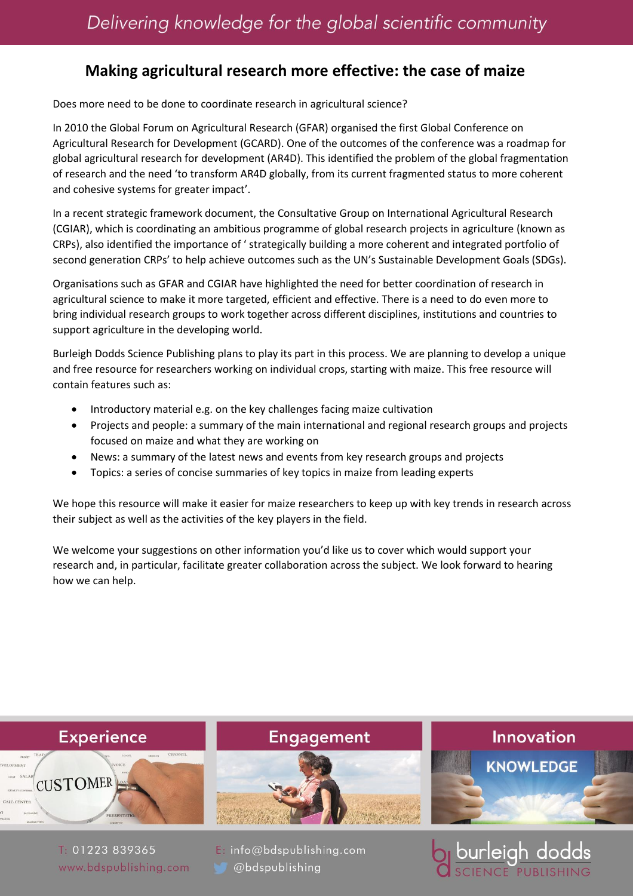# Making agricultural research more effective: the case of maize

Does more need to be done to coordinate research in agricultural science?

In 2010 the Global Forum on Agricultural Research (GFAR) organised the first Global Conference on Agricultural Research for Development (GCARD). One of the outcomes of the conference was a roadmap for global agricultural research for development (AR4D). This identified the problem of the global fragmentation of research and the need 'to transform AR4D globally, from its current fragmented status to more coherent and cohesive systems for greater impact'.

In a recent strategic framework document, the Consultative Group on International Agricultural Research (CGIAR), which is coordinating an ambitious programme of global research projects in agriculture (known as CRPs), also identified the importance of ' strategically building a more coherent and integrated portfolio of second generation CRPs' to help achieve outcomes such as the UN's Sustainable Development Goals (SDGs).

Organisations such as GFAR and CGIAR have highlighted the need for better coordination of research in agricultural science to make it more targeted, efficient and effective. There is a need to do even more to bring individual research groups to work together across different disciplines, institutions and countries to support agriculture in the developing world.

Burleigh Dodds Science Publishing plans to play its part in this process. We are planning to develop a unique and free resource for researchers working on individual crops, starting with maize. This free resource will contain features such as:

- Introductory material e.g. on the key challenges facing maize cultivation
- Projects and people: a summary of the main international and regional research groups and projects focused on maize and what they are working on
- News: a summary of the latest news and events from key research groups and projects
- Topics: a series of concise summaries of key topics in maize from leading experts

We hope this resource will make it easier for maize researchers to keep up with key trends in research across their subject as well as the activities of the key players in the field.

We welcome your suggestions on other information you'd like us to cover which would support your research and, in particular, facilitate greater collaboration across the subject. We look forward to hearing how we can help.

Experience | Engagement | Innovation

T: 01223 839365
www.bdspublishing.com
E: info@bdspublishing.com
@bdspublishing

burleigh dodds SCIENCE PUBLISHING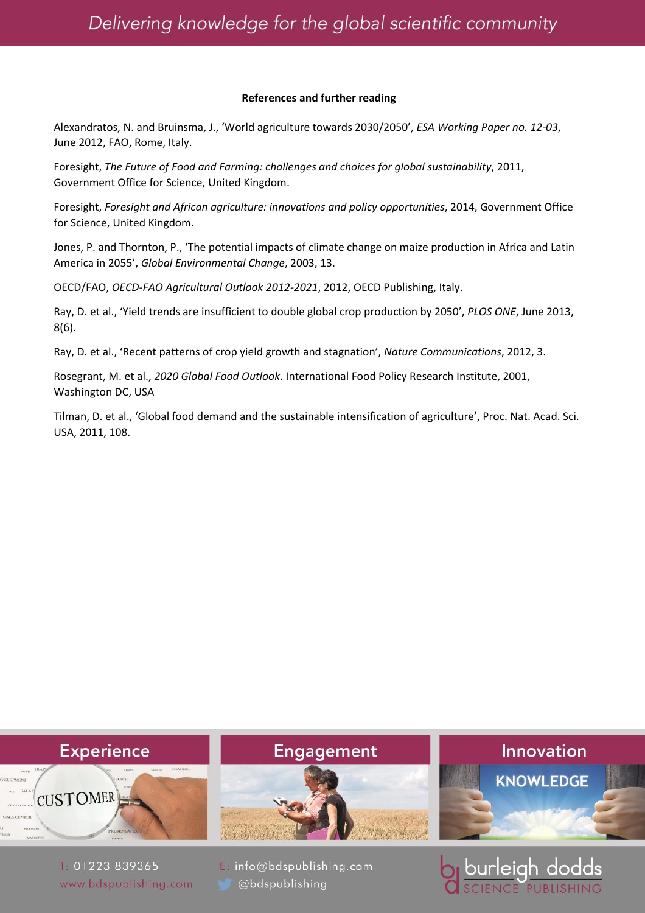**References and further reading**

Alexandratos, N. and Bruinsma, J., 'World agriculture towards 2030/2050', *ESA Working Paper no. 12-03*, June 2012, FAO, Rome, Italy.

Foresight, *The Future of Food and Farming: challenges and choices for global sustainability*, 2011, Government Office for Science, United Kingdom.

Foresight, *Foresight and African agriculture: innovations and policy opportunities*, 2014, Government Office for Science, United Kingdom.

Jones, P. and Thornton, P., 'The potential impacts of climate change on maize production in Africa and Latin America in 2055', *Global Environmental Change*, 2003, 13.

OECD/FAO, *OECD-FAO Agricultural Outlook 2012-2021*, 2012, OECD Publishing, Italy.

Ray, D. et al., 'Yield trends are insufficient to double global crop production by 2050', *PLOS ONE*, June 2013, 8(6).

Ray, D. et al., 'Recent patterns of crop yield growth and stagnation', *Nature Communications*, 2012, 3.

Rosegrant, M. et al., *2020 Global Food Outlook*. International Food Policy Research Institute, 2001, Washington DC, USA

Tilman, D. et al., 'Global food demand and the sustainable intensification of agriculture', Proc. Nat. Acad. Sci. USA, 2011, 108.

Experience

Engagement

Innovation

T: 01223 839365
www.bdspublishing.com

E: info@bdspublishing.com
@bdspublishing

burleigh dodds SCIENCE PUBLISHING